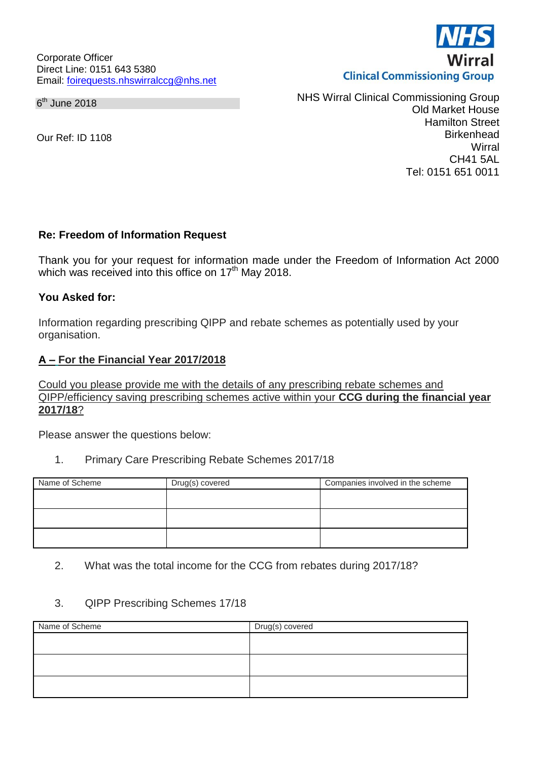Corporate Officer
Direct Line: 0151 643 5380
Email: foirequests.nhswirralccg@nhs.net

6th June 2018

Our Ref: ID 1108

NHS Wirral Clinical Commissioning Group
Old Market House
Hamilton Street
Birkenhead
Wirral
CH41 5AL
Tel: 0151 651 0011

**Re: Freedom of Information Request**

Thank you for your request for information made under the Freedom of Information Act 2000 which was received into this office on 17th May 2018.

**You Asked for:**

Information regarding prescribing QIPP and rebate schemes as potentially used by your organisation.

**A – For the Financial Year 2017/2018**

Could you please provide me with the details of any prescribing rebate schemes and QIPP/efficiency saving prescribing schemes active within your **CCG during the financial year 2017/18**?

Please answer the questions below:

1. Primary Care Prescribing Rebate Schemes 2017/18

| Name of Scheme | Drug(s) covered | Companies involved in the scheme |
|---|---|---|
| | | |
| | | |
| | | |

2. What was the total income for the CCG from rebates during 2017/18?

3. QIPP Prescribing Schemes 17/18

| Name of Scheme | Drug(s) covered |
|---|---|
| | |
| | |
| | |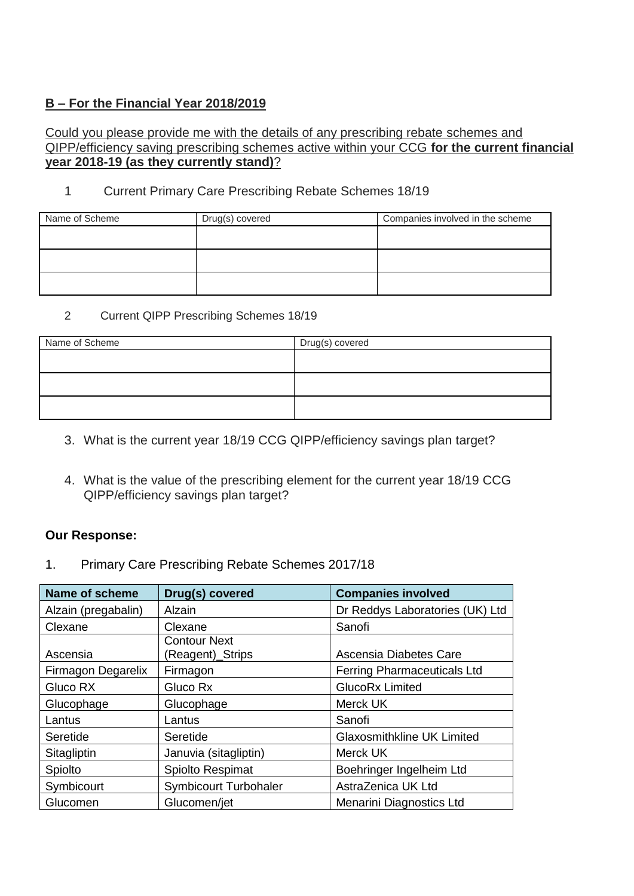**B – For the Financial Year 2018/2019**

Could you please provide me with the details of any prescribing rebate schemes and QIPP/efficiency saving prescribing schemes active within your CCG **for the current financial year 2018-19 (as they currently stand)**?

1. Current Primary Care Prescribing Rebate Schemes 18/19

| Name of Scheme | Drug(s) covered | Companies involved in the scheme |
|---|---|---|
| | | |
| | | |
| | | |

2. Current QIPP Prescribing Schemes 18/19

| Name of Scheme | Drug(s) covered |
|---|---|
| | |
| | |
| | |

3. What is the current year 18/19 CCG QIPP/efficiency savings plan target?

4. What is the value of the prescribing element for the current year 18/19 CCG QIPP/efficiency savings plan target?

**Our Response:**

1. Primary Care Prescribing Rebate Schemes 2017/18

| Name of scheme | Drug(s) covered | Companies involved |
|---|---|---|
| Alzain (pregabalin) | Alzain | Dr Reddys Laboratories (UK) Ltd |
| Clexane | Clexane | Sanofi |
| Ascensia | Contour Next (Reagent)_Strips | Ascensia Diabetes Care |
| Firmagon Degarelix | Firmagon | Ferring Pharmaceuticals Ltd |
| Gluco RX | Gluco Rx | GlucoRx Limited |
| Glucophage | Glucophage | Merck UK |
| Lantus | Lantus | Sanofi |
| Seretide | Seretide | Glaxosmithkline UK Limited |
| Sitagliptin | Januvia (sitagliptin) | Merck UK |
| Spiolto | Spiolto Respimat | Boehringer Ingelheim Ltd |
| Symbicourt | Symbicourt Turbohaler | AstraZenica UK Ltd |
| Glucomen | Glucomen/jet | Menarini Diagnostics Ltd |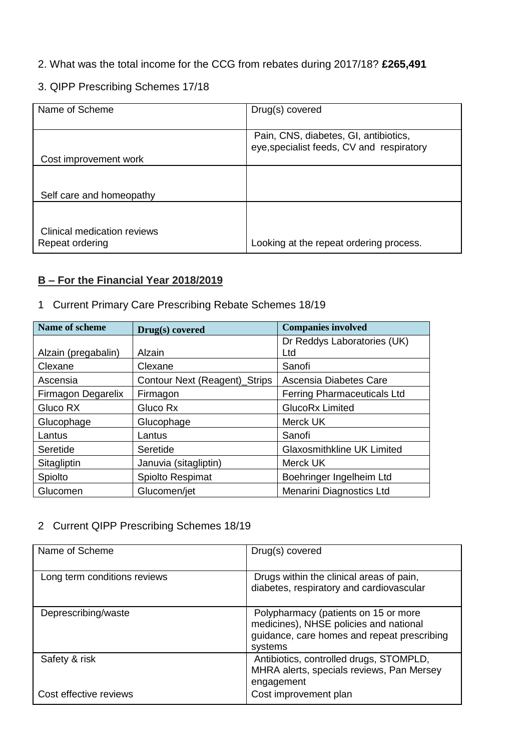2. What was the total income for the CCG from rebates during 2017/18? **£265,491**

3. QIPP Prescribing Schemes 17/18

| Name of Scheme | Drug(s) covered |
|---|---|
| Cost improvement work | Pain, CNS, diabetes, GI, antibiotics, eye,specialist feeds, CV and respiratory |
| Self care and homeopathy | |
| Clinical medication reviews<br>Repeat ordering | Looking at the repeat ordering process. |

## **B – For the Financial Year 2018/2019**

1 Current Primary Care Prescribing Rebate Schemes 18/19

| **Name of scheme** | **Drug(s) covered** | **Companies involved** |
|---|---|---|
| Alzain (pregabalin) | Alzain | Dr Reddys Laboratories (UK) Ltd |
| Clexane | Clexane | Sanofi |
| Ascensia | Contour Next (Reagent)_Strips | Ascensia Diabetes Care |
| Firmagon Degarelix | Firmagon | Ferring Pharmaceuticals Ltd |
| Gluco RX | Gluco Rx | GlucoRx Limited |
| Glucophage | Glucophage | Merck UK |
| Lantus | Lantus | Sanofi |
| Seretide | Seretide | Glaxosmithkline UK Limited |
| Sitagliptin | Januvia (sitagliptin) | Merck UK |
| Spiolto | Spiolto Respimat | Boehringer Ingelheim Ltd |
| Glucomen | Glucomen/jet | Menarini Diagnostics Ltd |

2 Current QIPP Prescribing Schemes 18/19

| Name of Scheme | Drug(s) covered |
|---|---|
| Long term conditions reviews | Drugs within the clinical areas of pain, diabetes, respiratory and cardiovascular |
| Deprescribing/waste | Polypharmacy (patients on 15 or more medicines), NHSE policies and national guidance, care homes and repeat prescribing systems |
| Safety & risk<br><br>Cost effective reviews | Antibiotics, controlled drugs, STOMPLD, MHRA alerts, specials reviews, Pan Mersey engagement<br>Cost improvement plan |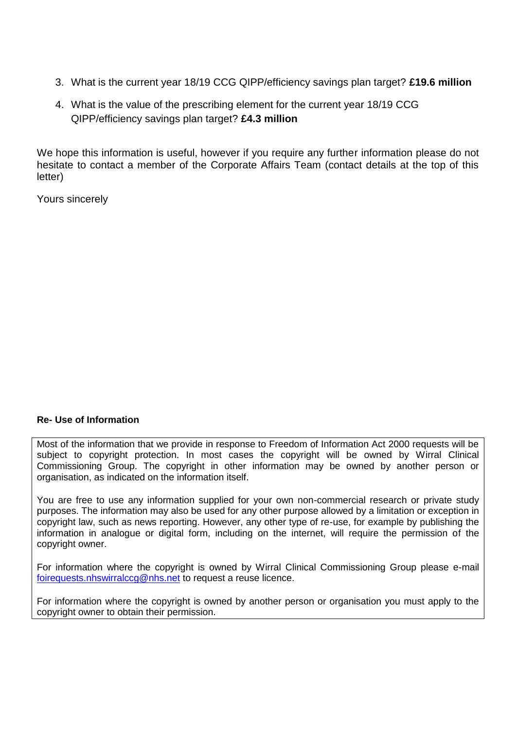3. What is the current year 18/19 CCG QIPP/efficiency savings plan target? **£19.6 million**

4. What is the value of the prescribing element for the current year 18/19 CCG QIPP/efficiency savings plan target? **£4.3 million**

We hope this information is useful, however if you require any further information please do not hesitate to contact a member of the Corporate Affairs Team (contact details at the top of this letter)

Yours sincerely

**Re- Use of Information**

Most of the information that we provide in response to Freedom of Information Act 2000 requests will be subject to copyright protection. In most cases the copyright will be owned by Wirral Clinical Commissioning Group. The copyright in other information may be owned by another person or organisation, as indicated on the information itself.

You are free to use any information supplied for your own non-commercial research or private study purposes. The information may also be used for any other purpose allowed by a limitation or exception in copyright law, such as news reporting. However, any other type of re-use, for example by publishing the information in analogue or digital form, including on the internet, will require the permission of the copyright owner.

For information where the copyright is owned by Wirral Clinical Commissioning Group please e-mail foirequests.nhswirralccg@nhs.net to request a reuse licence.

For information where the copyright is owned by another person or organisation you must apply to the copyright owner to obtain their permission.